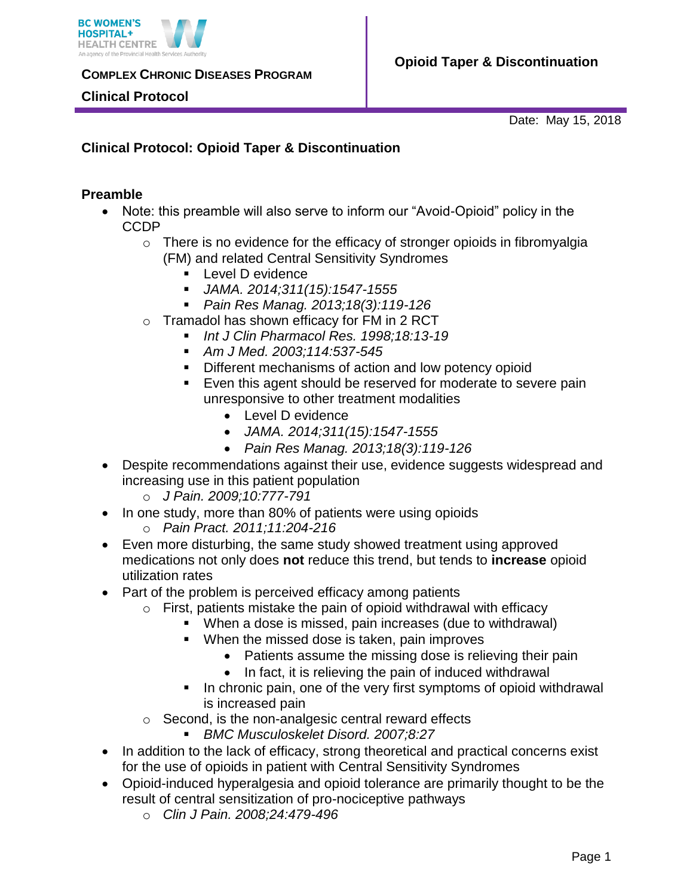**BC WOMEN'S HOSPITAL+ HEALTH CENTRE**
An agency of the Provincial Health Services Authority

**COMPLEX CHRONIC DISEASES PROGRAM**

**Clinical Protocol**

**Opioid Taper & Discontinuation**

Date: May 15, 2018

## Clinical Protocol: Opioid Taper & Discontinuation

### Preamble

- Note: this preamble will also serve to inform our "Avoid-Opioid" policy in the CCDP
  - There is no evidence for the efficacy of stronger opioids in fibromyalgia (FM) and related Central Sensitivity Syndromes
    - Level D evidence
    - *JAMA. 2014;311(15):1547-1555*
    - *Pain Res Manag. 2013;18(3):119-126*
  - Tramadol has shown efficacy for FM in 2 RCT
    - *Int J Clin Pharmacol Res. 1998;18:13-19*
    - *Am J Med. 2003;114:537-545*
    - Different mechanisms of action and low potency opioid
    - Even this agent should be reserved for moderate to severe pain unresponsive to other treatment modalities
      - Level D evidence
      - *JAMA. 2014;311(15):1547-1555*
      - *Pain Res Manag. 2013;18(3):119-126*
- Despite recommendations against their use, evidence suggests widespread and increasing use in this patient population
  - *J Pain. 2009;10:777-791*
- In one study, more than 80% of patients were using opioids
  - *Pain Pract. 2011;11:204-216*
- Even more disturbing, the same study showed treatment using approved medications not only does **not** reduce this trend, but tends to **increase** opioid utilization rates
- Part of the problem is perceived efficacy among patients
  - First, patients mistake the pain of opioid withdrawal with efficacy
    - When a dose is missed, pain increases (due to withdrawal)
    - When the missed dose is taken, pain improves
      - Patients assume the missing dose is relieving their pain
      - In fact, it is relieving the pain of induced withdrawal
    - In chronic pain, one of the very first symptoms of opioid withdrawal is increased pain
  - Second, is the non-analgesic central reward effects
    - *BMC Musculoskelet Disord. 2007;8:27*
- In addition to the lack of efficacy, strong theoretical and practical concerns exist for the use of opioids in patient with Central Sensitivity Syndromes
- Opioid-induced hyperalgesia and opioid tolerance are primarily thought to be the result of central sensitization of pro-nociceptive pathways
  - *Clin J Pain. 2008;24:479-496*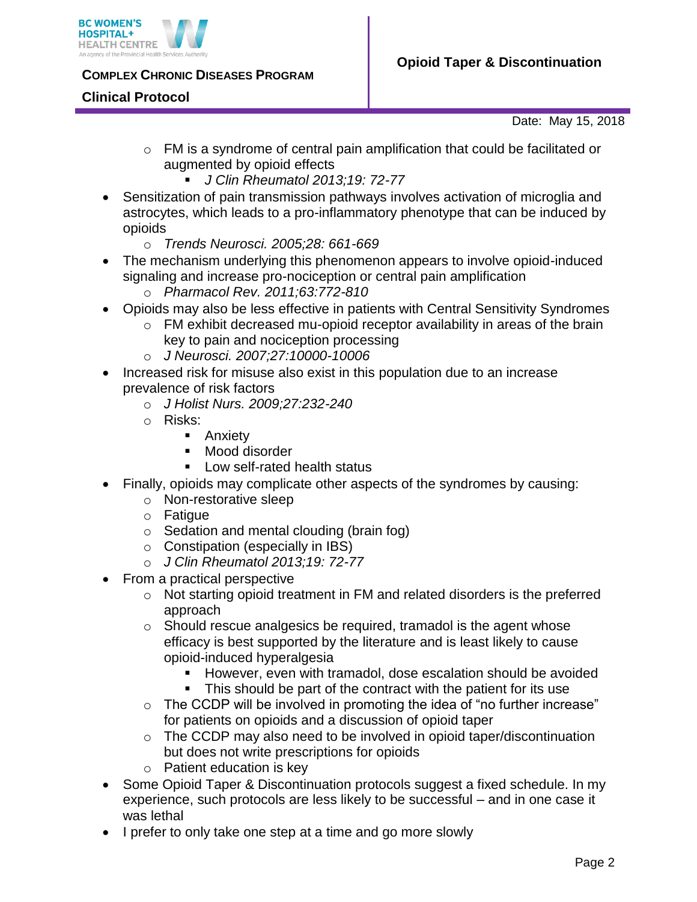- FM is a syndrome of central pain amplification that could be facilitated or augmented by opioid effects
        - *J Clin Rheumatol 2013;19: 72-77*
- Sensitization of pain transmission pathways involves activation of microglia and astrocytes, which leads to a pro-inflammatory phenotype that can be induced by opioids
    - *Trends Neurosci. 2005;28: 661-669*
- The mechanism underlying this phenomenon appears to involve opioid-induced signaling and increase pro-nociception or central pain amplification
    - *Pharmacol Rev. 2011;63:772-810*
- Opioids may also be less effective in patients with Central Sensitivity Syndromes
    - FM exhibit decreased mu-opioid receptor availability in areas of the brain key to pain and nociception processing
    - *J Neurosci. 2007;27:10000-10006*
- Increased risk for misuse also exist in this population due to an increase prevalence of risk factors
    - *J Holist Nurs. 2009;27:232-240*
    - Risks:
        - Anxiety
        - Mood disorder
        - Low self-rated health status
- Finally, opioids may complicate other aspects of the syndromes by causing:
    - Non-restorative sleep
    - Fatigue
    - Sedation and mental clouding (brain fog)
    - Constipation (especially in IBS)
    - *J Clin Rheumatol 2013;19: 72-77*
- From a practical perspective
    - Not starting opioid treatment in FM and related disorders is the preferred approach
    - Should rescue analgesics be required, tramadol is the agent whose efficacy is best supported by the literature and is least likely to cause opioid-induced hyperalgesia
        - However, even with tramadol, dose escalation should be avoided
        - This should be part of the contract with the patient for its use
    - The CCDP will be involved in promoting the idea of “no further increase” for patients on opioids and a discussion of opioid taper
    - The CCDP may also need to be involved in opioid taper/discontinuation but does not write prescriptions for opioids
    - Patient education is key
- Some Opioid Taper & Discontinuation protocols suggest a fixed schedule. In my experience, such protocols are less likely to be successful – and in one case it was lethal
- I prefer to only take one step at a time and go more slowly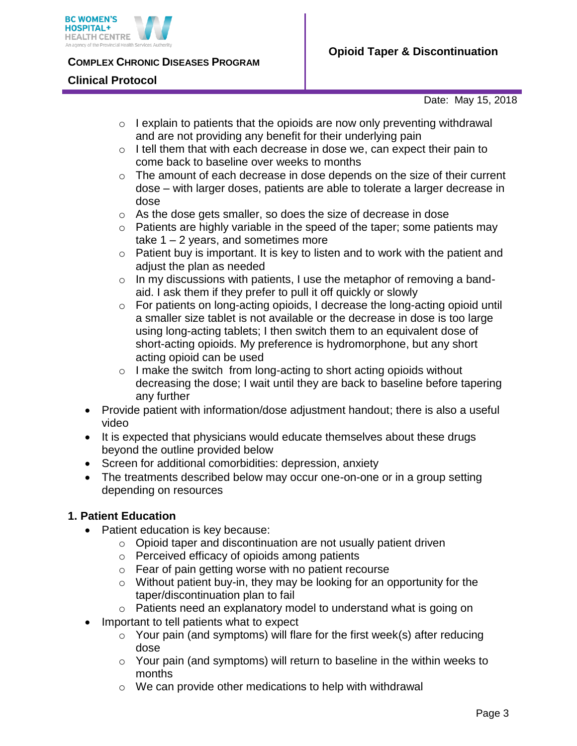- I explain to patients that the opioids are now only preventing withdrawal and are not providing any benefit for their underlying pain
  - I tell them that with each decrease in dose we, can expect their pain to come back to baseline over weeks to months
  - The amount of each decrease in dose depends on the size of their current dose – with larger doses, patients are able to tolerate a larger decrease in dose
  - As the dose gets smaller, so does the size of decrease in dose
  - Patients are highly variable in the speed of the taper; some patients may take 1 – 2 years, and sometimes more
  - Patient buy is important. It is key to listen and to work with the patient and adjust the plan as needed
  - In my discussions with patients, I use the metaphor of removing a band-aid. I ask them if they prefer to pull it off quickly or slowly
  - For patients on long-acting opioids, I decrease the long-acting opioid until a smaller size tablet is not available or the decrease in dose is too large using long-acting tablets; I then switch them to an equivalent dose of short-acting opioids. My preference is hydromorphone, but any short acting opioid can be used
  - I make the switch from long-acting to short acting opioids without decreasing the dose; I wait until they are back to baseline before tapering any further
- Provide patient with information/dose adjustment handout; there is also a useful video
- It is expected that physicians would educate themselves about these drugs beyond the outline provided below
- Screen for additional comorbidities: depression, anxiety
- The treatments described below may occur one-on-one or in a group setting depending on resources

## 1. Patient Education

- Patient education is key because:
  - Opioid taper and discontinuation are not usually patient driven
  - Perceived efficacy of opioids among patients
  - Fear of pain getting worse with no patient recourse
  - Without patient buy-in, they may be looking for an opportunity for the taper/discontinuation plan to fail
  - Patients need an explanatory model to understand what is going on
- Important to tell patients what to expect
  - Your pain (and symptoms) will flare for the first week(s) after reducing dose
  - Your pain (and symptoms) will return to baseline in the within weeks to months
  - We can provide other medications to help with withdrawal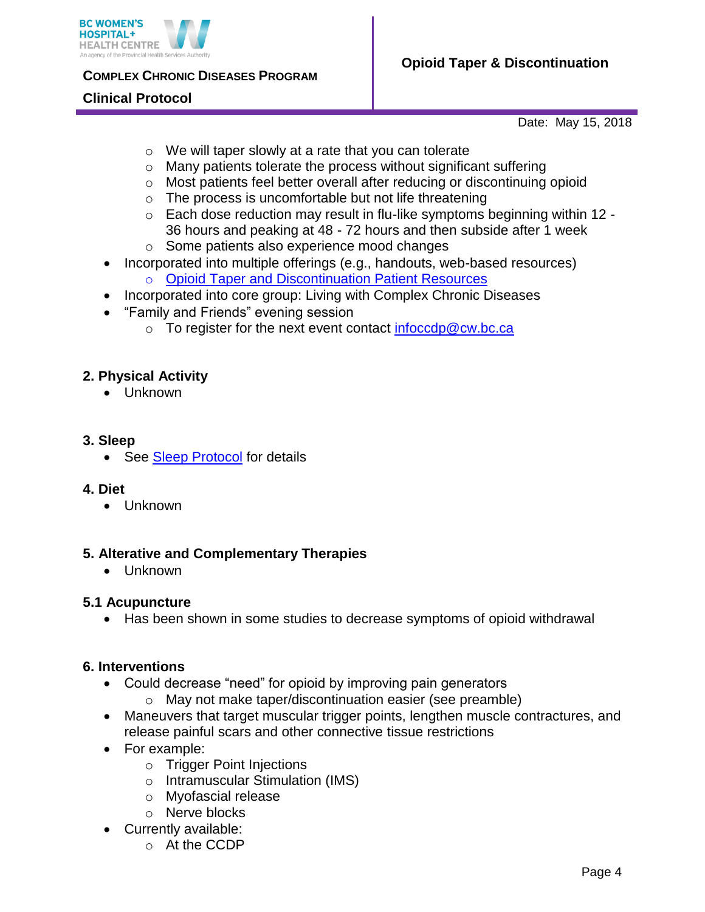- We will taper slowly at a rate that you can tolerate
  - Many patients tolerate the process without significant suffering
  - Most patients feel better overall after reducing or discontinuing opioid
  - The process is uncomfortable but not life threatening
  - Each dose reduction may result in flu-like symptoms beginning within 12 - 36 hours and peaking at 48 - 72 hours and then subside after 1 week
  - Some patients also experience mood changes
- Incorporated into multiple offerings (e.g., handouts, web-based resources)
  - Opioid Taper and Discontinuation Patient Resources
- Incorporated into core group: Living with Complex Chronic Diseases
- "Family and Friends" evening session
  - To register for the next event contact infoccdp@cw.bc.ca

### 2. Physical Activity

- Unknown

### 3. Sleep

- See Sleep Protocol for details

### 4. Diet

- Unknown

### 5. Alterative and Complementary Therapies

- Unknown

### 5.1 Acupuncture

- Has been shown in some studies to decrease symptoms of opioid withdrawal

### 6. Interventions

- Could decrease "need" for opioid by improving pain generators
  - May not make taper/discontinuation easier (see preamble)
- Maneuvers that target muscular trigger points, lengthen muscle contractures, and release painful scars and other connective tissue restrictions
- For example:
  - Trigger Point Injections
  - Intramuscular Stimulation (IMS)
  - Myofascial release
  - Nerve blocks
- Currently available:
  - At the CCDP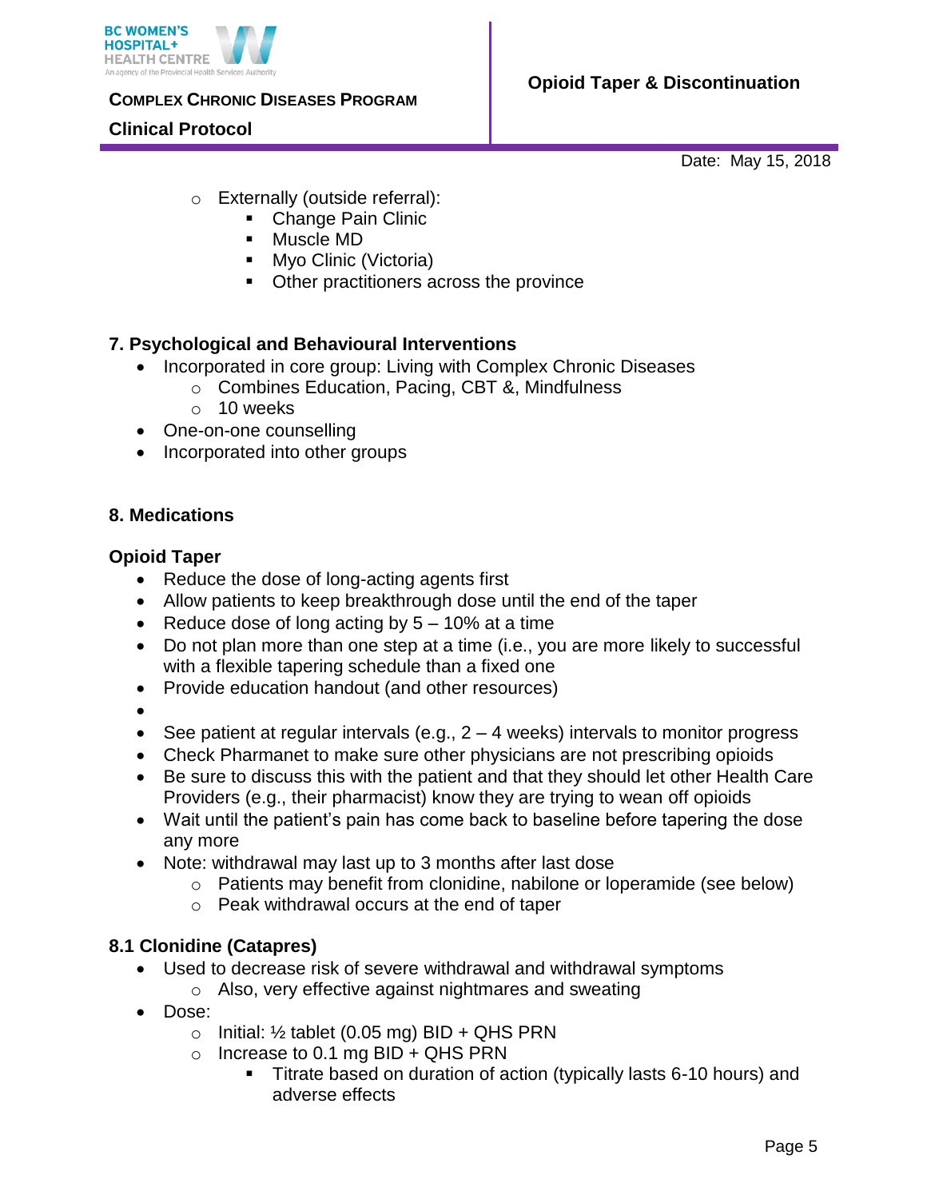- Externally (outside referral):
  - Change Pain Clinic
  - Muscle MD
  - Myo Clinic (Victoria)
  - Other practitioners across the province

## 7. Psychological and Behavioural Interventions

- Incorporated in core group: Living with Complex Chronic Diseases
  - Combines Education, Pacing, CBT &, Mindfulness
  - 10 weeks
- One-on-one counselling
- Incorporated into other groups

## 8. Medications

### Opioid Taper

- Reduce the dose of long-acting agents first
- Allow patients to keep breakthrough dose until the end of the taper
- Reduce dose of long acting by 5 – 10% at a time
- Do not plan more than one step at a time (i.e., you are more likely to successful with a flexible tapering schedule than a fixed one
- Provide education handout (and other resources)
- 
- See patient at regular intervals (e.g., 2 – 4 weeks) intervals to monitor progress
- Check Pharmanet to make sure other physicians are not prescribing opioids
- Be sure to discuss this with the patient and that they should let other Health Care Providers (e.g., their pharmacist) know they are trying to wean off opioids
- Wait until the patient's pain has come back to baseline before tapering the dose any more
- Note: withdrawal may last up to 3 months after last dose
  - Patients may benefit from clonidine, nabilone or loperamide (see below)
  - Peak withdrawal occurs at the end of taper

### 8.1 Clonidine (Catapres)

- Used to decrease risk of severe withdrawal and withdrawal symptoms
  - Also, very effective against nightmares and sweating
- Dose:
  - Initial: ½ tablet (0.05 mg) BID + QHS PRN
  - Increase to 0.1 mg BID + QHS PRN
    - Titrate based on duration of action (typically lasts 6-10 hours) and adverse effects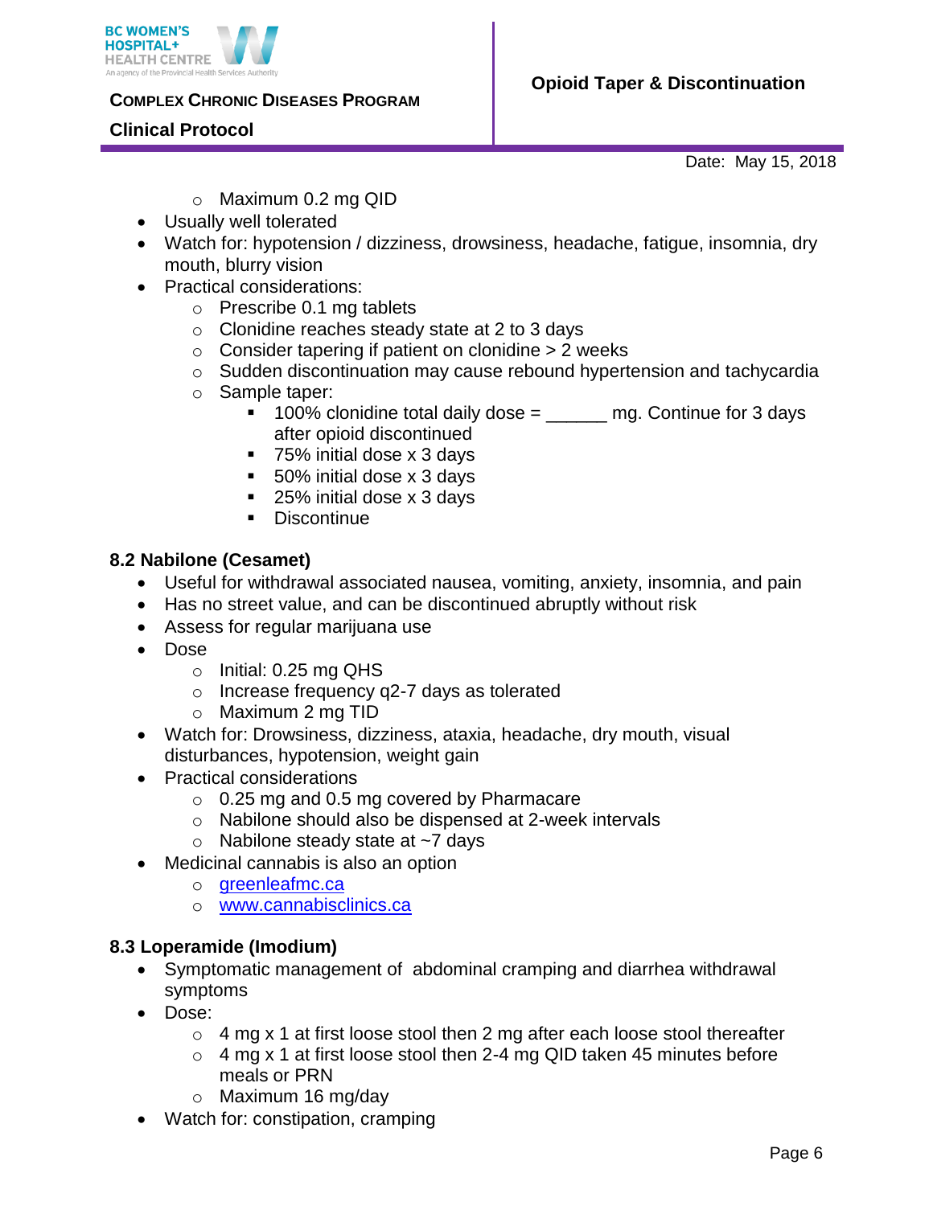- Maximum 0.2 mg QID
- Usually well tolerated
- Watch for: hypotension / dizziness, drowsiness, headache, fatigue, insomnia, dry mouth, blurry vision
- Practical considerations:
  - Prescribe 0.1 mg tablets
  - Clonidine reaches steady state at 2 to 3 days
  - Consider tapering if patient on clonidine > 2 weeks
  - Sudden discontinuation may cause rebound hypertension and tachycardia
  - Sample taper:
    - 100% clonidine total daily dose = ______ mg. Continue for 3 days after opioid discontinued
    - 75% initial dose x 3 days
    - 50% initial dose x 3 days
    - 25% initial dose x 3 days
    - Discontinue

### 8.2 Nabilone (Cesamet)

- Useful for withdrawal associated nausea, vomiting, anxiety, insomnia, and pain
- Has no street value, and can be discontinued abruptly without risk
- Assess for regular marijuana use
- Dose
  - Initial: 0.25 mg QHS
  - Increase frequency q2-7 days as tolerated
  - Maximum 2 mg TID
- Watch for: Drowsiness, dizziness, ataxia, headache, dry mouth, visual disturbances, hypotension, weight gain
- Practical considerations
  - 0.25 mg and 0.5 mg covered by Pharmacare
  - Nabilone should also be dispensed at 2-week intervals
  - Nabilone steady state at ~7 days
- Medicinal cannabis is also an option
  - [greenleafmc.ca](greenleafmc.ca)
  - [www.cannabisclinics.ca](www.cannabisclinics.ca)

### 8.3 Loperamide (Imodium)

- Symptomatic management of abdominal cramping and diarrhea withdrawal symptoms
- Dose:
  - 4 mg x 1 at first loose stool then 2 mg after each loose stool thereafter
  - 4 mg x 1 at first loose stool then 2-4 mg QID taken 45 minutes before meals or PRN
  - Maximum 16 mg/day
- Watch for: constipation, cramping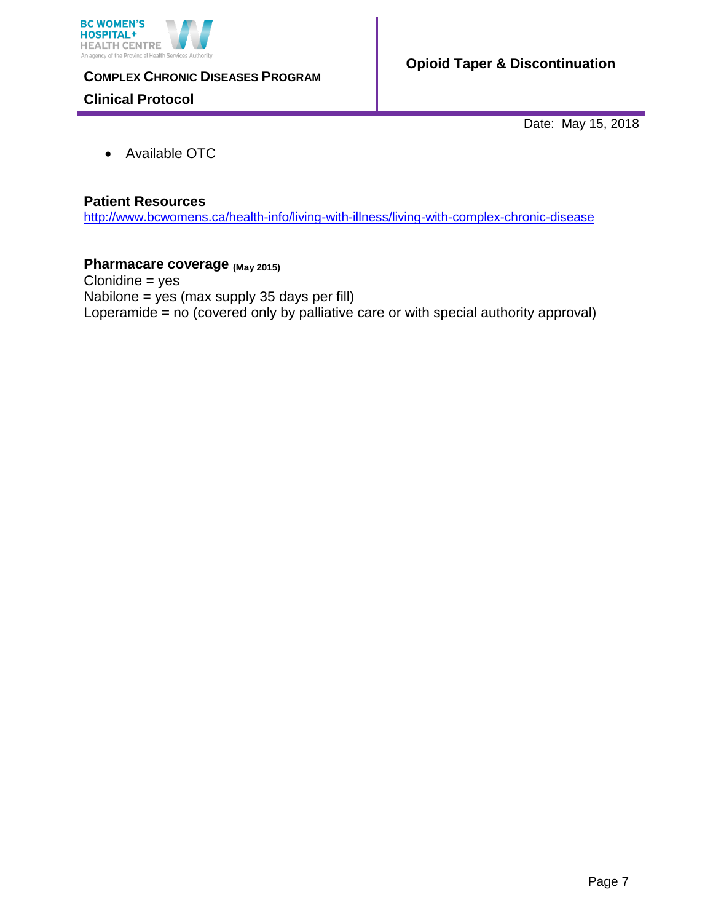- Available OTC

**Patient Resources**
http://www.bcwomens.ca/health-info/living-with-illness/living-with-complex-chronic-disease

**Pharmacare coverage** **(May 2015)**
Clonidine = yes
Nabilone = yes (max supply 35 days per fill)
Loperamide = no (covered only by palliative care or with special authority approval)